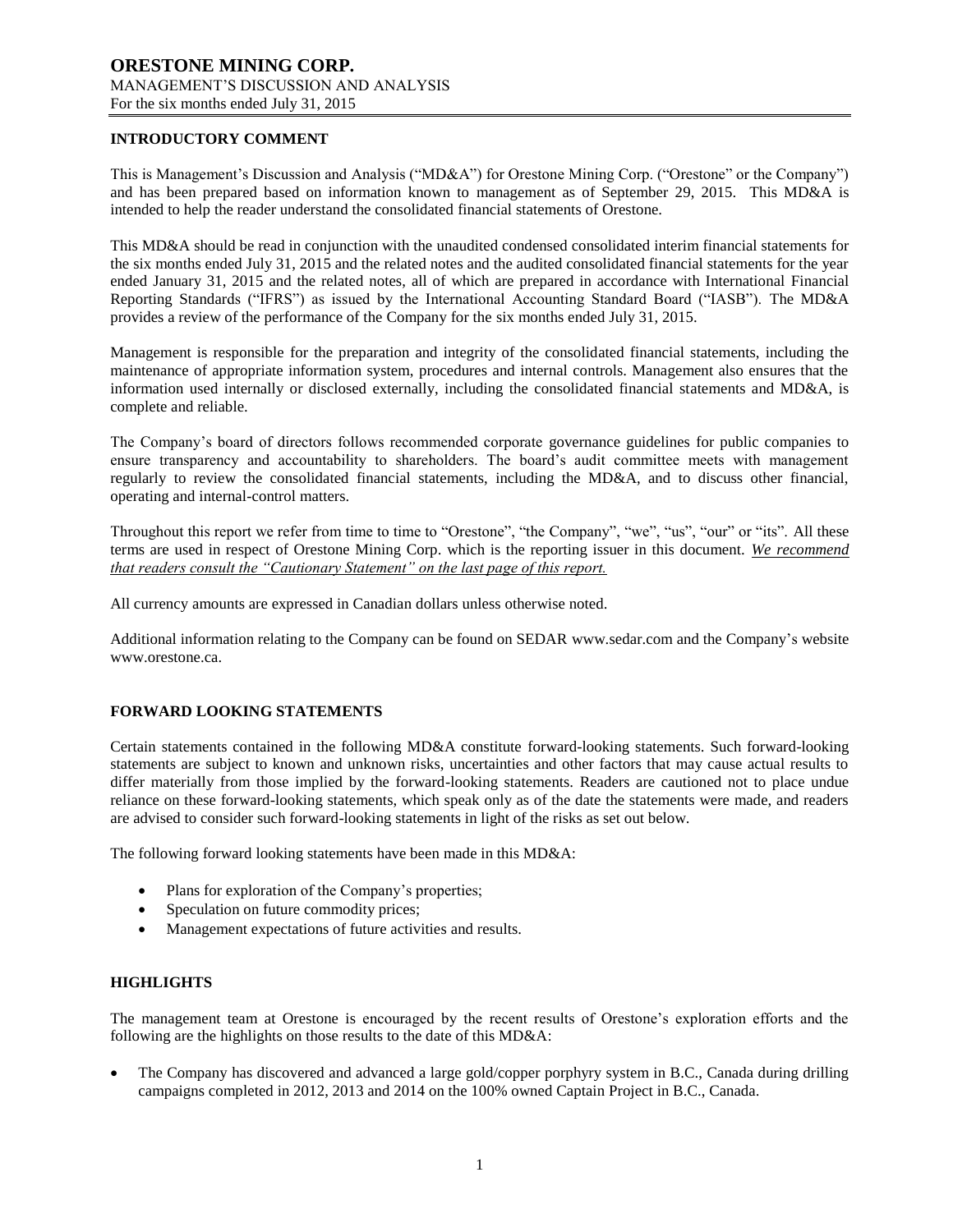# ORESTONE MINING CORP.

MANAGEMENT'S DISCUSSION AND ANALYSIS
For the six months ended July 31, 2015

## INTRODUCTORY COMMENT

This is Management's Discussion and Analysis ("MD&A") for Orestone Mining Corp. ("Orestone" or the Company") and has been prepared based on information known to management as of September 29, 2015. This MD&A is intended to help the reader understand the consolidated financial statements of Orestone.

This MD&A should be read in conjunction with the unaudited condensed consolidated interim financial statements for the six months ended July 31, 2015 and the related notes and the audited consolidated financial statements for the year ended January 31, 2015 and the related notes, all of which are prepared in accordance with International Financial Reporting Standards ("IFRS") as issued by the International Accounting Standard Board ("IASB"). The MD&A provides a review of the performance of the Company for the six months ended July 31, 2015.

Management is responsible for the preparation and integrity of the consolidated financial statements, including the maintenance of appropriate information system, procedures and internal controls. Management also ensures that the information used internally or disclosed externally, including the consolidated financial statements and MD&A, is complete and reliable.

The Company's board of directors follows recommended corporate governance guidelines for public companies to ensure transparency and accountability to shareholders. The board's audit committee meets with management regularly to review the consolidated financial statements, including the MD&A, and to discuss other financial, operating and internal-control matters.

Throughout this report we refer from time to time to "Orestone", "the Company", "we", "us", "our" or "its". All these terms are used in respect of Orestone Mining Corp. which is the reporting issuer in this document. *We recommend that readers consult the "Cautionary Statement" on the last page of this report.*

All currency amounts are expressed in Canadian dollars unless otherwise noted.

Additional information relating to the Company can be found on SEDAR www.sedar.com and the Company's website www.orestone.ca.

## FORWARD LOOKING STATEMENTS

Certain statements contained in the following MD&A constitute forward-looking statements. Such forward-looking statements are subject to known and unknown risks, uncertainties and other factors that may cause actual results to differ materially from those implied by the forward-looking statements. Readers are cautioned not to place undue reliance on these forward-looking statements, which speak only as of the date the statements were made, and readers are advised to consider such forward-looking statements in light of the risks as set out below.

The following forward looking statements have been made in this MD&A:

- Plans for exploration of the Company's properties;
- Speculation on future commodity prices;
- Management expectations of future activities and results.

## HIGHLIGHTS

The management team at Orestone is encouraged by the recent results of Orestone's exploration efforts and the following are the highlights on those results to the date of this MD&A:

- The Company has discovered and advanced a large gold/copper porphyry system in B.C., Canada during drilling campaigns completed in 2012, 2013 and 2014 on the 100% owned Captain Project in B.C., Canada.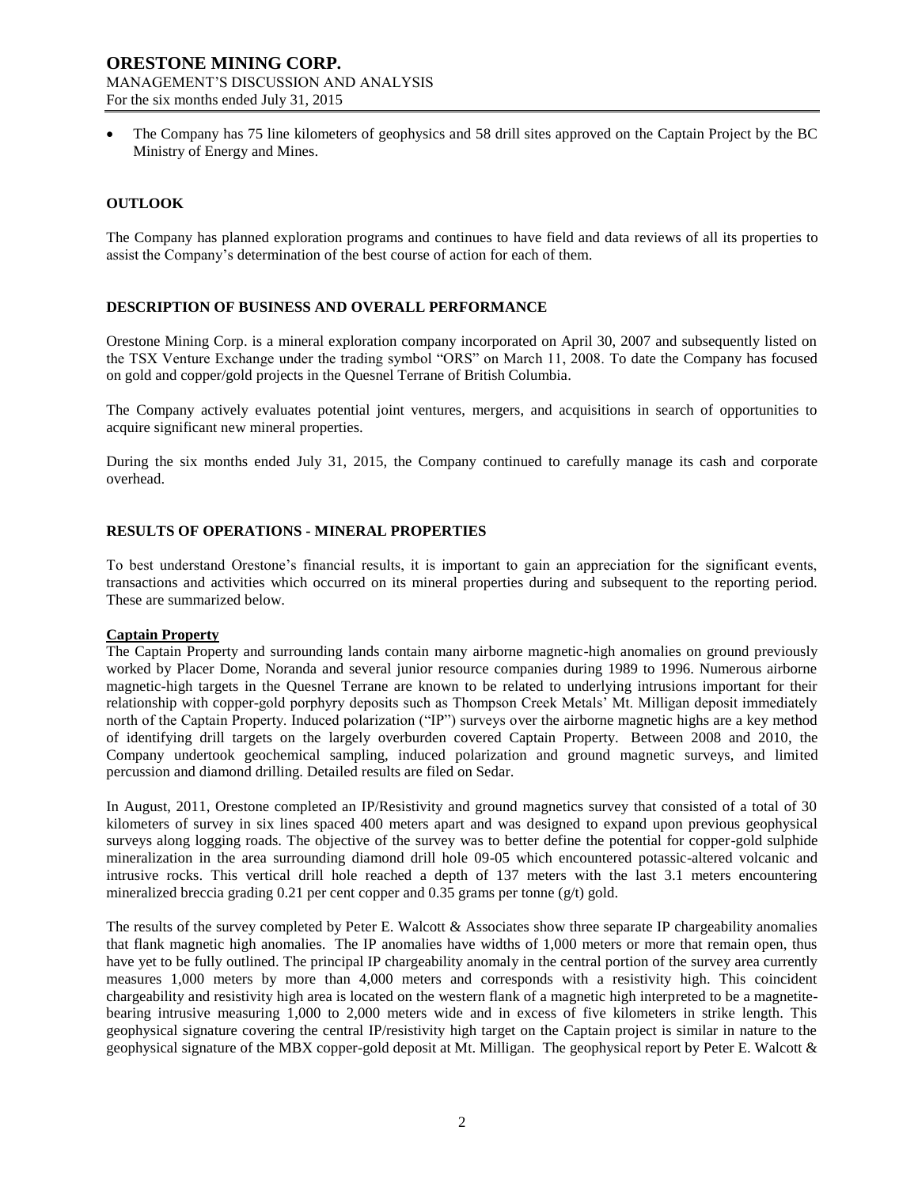- The Company has 75 line kilometers of geophysics and 58 drill sites approved on the Captain Project by the BC Ministry of Energy and Mines.

## OUTLOOK

The Company has planned exploration programs and continues to have field and data reviews of all its properties to assist the Company's determination of the best course of action for each of them.

## DESCRIPTION OF BUSINESS AND OVERALL PERFORMANCE

Orestone Mining Corp. is a mineral exploration company incorporated on April 30, 2007 and subsequently listed on the TSX Venture Exchange under the trading symbol "ORS" on March 11, 2008. To date the Company has focused on gold and copper/gold projects in the Quesnel Terrane of British Columbia.

The Company actively evaluates potential joint ventures, mergers, and acquisitions in search of opportunities to acquire significant new mineral properties.

During the six months ended July 31, 2015, the Company continued to carefully manage its cash and corporate overhead.

## RESULTS OF OPERATIONS - MINERAL PROPERTIES

To best understand Orestone's financial results, it is important to gain an appreciation for the significant events, transactions and activities which occurred on its mineral properties during and subsequent to the reporting period. These are summarized below.

### Captain Property

The Captain Property and surrounding lands contain many airborne magnetic-high anomalies on ground previously worked by Placer Dome, Noranda and several junior resource companies during 1989 to 1996. Numerous airborne magnetic-high targets in the Quesnel Terrane are known to be related to underlying intrusions important for their relationship with copper-gold porphyry deposits such as Thompson Creek Metals' Mt. Milligan deposit immediately north of the Captain Property. Induced polarization ("IP") surveys over the airborne magnetic highs are a key method of identifying drill targets on the largely overburden covered Captain Property. Between 2008 and 2010, the Company undertook geochemical sampling, induced polarization and ground magnetic surveys, and limited percussion and diamond drilling. Detailed results are filed on Sedar.

In August, 2011, Orestone completed an IP/Resistivity and ground magnetics survey that consisted of a total of 30 kilometers of survey in six lines spaced 400 meters apart and was designed to expand upon previous geophysical surveys along logging roads. The objective of the survey was to better define the potential for copper-gold sulphide mineralization in the area surrounding diamond drill hole 09-05 which encountered potassic-altered volcanic and intrusive rocks. This vertical drill hole reached a depth of 137 meters with the last 3.1 meters encountering mineralized breccia grading 0.21 per cent copper and 0.35 grams per tonne (g/t) gold.

The results of the survey completed by Peter E. Walcott & Associates show three separate IP chargeability anomalies that flank magnetic high anomalies. The IP anomalies have widths of 1,000 meters or more that remain open, thus have yet to be fully outlined. The principal IP chargeability anomaly in the central portion of the survey area currently measures 1,000 meters by more than 4,000 meters and corresponds with a resistivity high. This coincident chargeability and resistivity high area is located on the western flank of a magnetic high interpreted to be a magnetite-bearing intrusive measuring 1,000 to 2,000 meters wide and in excess of five kilometers in strike length. This geophysical signature covering the central IP/resistivity high target on the Captain project is similar in nature to the geophysical signature of the MBX copper-gold deposit at Mt. Milligan. The geophysical report by Peter E. Walcott &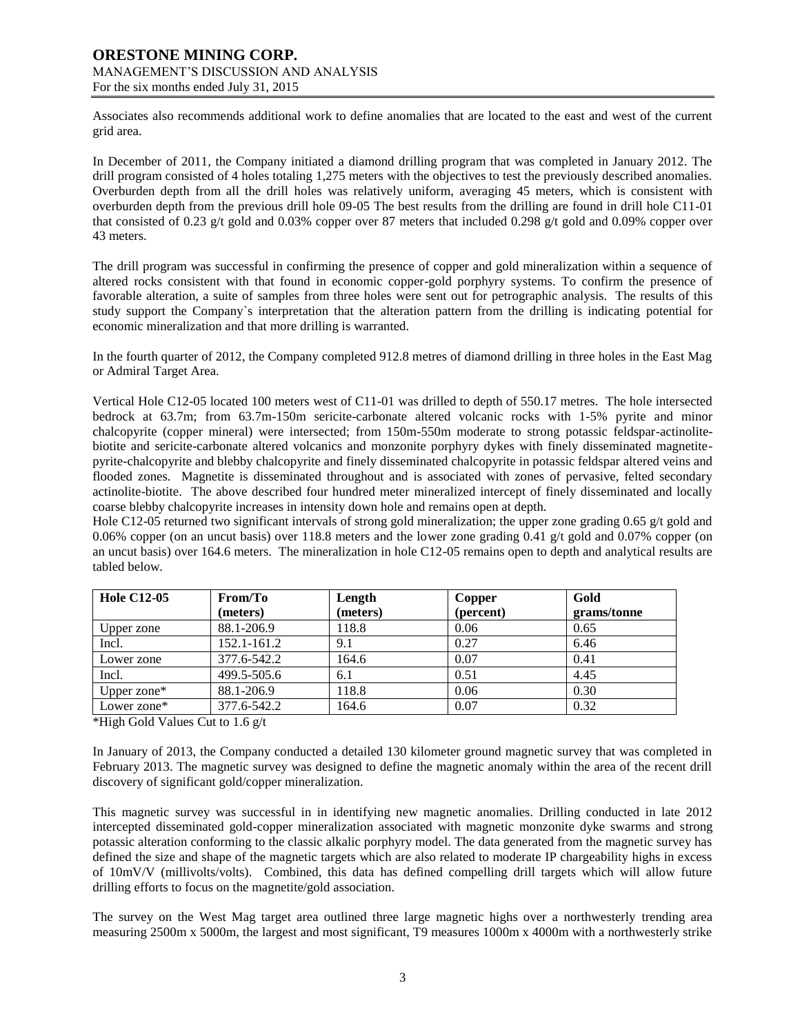Associates also recommends additional work to define anomalies that are located to the east and west of the current grid area.

In December of 2011, the Company initiated a diamond drilling program that was completed in January 2012. The drill program consisted of 4 holes totaling 1,275 meters with the objectives to test the previously described anomalies. Overburden depth from all the drill holes was relatively uniform, averaging 45 meters, which is consistent with overburden depth from the previous drill hole 09-05 The best results from the drilling are found in drill hole C11-01 that consisted of 0.23 g/t gold and 0.03% copper over 87 meters that included 0.298 g/t gold and 0.09% copper over 43 meters.

The drill program was successful in confirming the presence of copper and gold mineralization within a sequence of altered rocks consistent with that found in economic copper-gold porphyry systems. To confirm the presence of favorable alteration, a suite of samples from three holes were sent out for petrographic analysis. The results of this study support the Company`s interpretation that the alteration pattern from the drilling is indicating potential for economic mineralization and that more drilling is warranted.

In the fourth quarter of 2012, the Company completed 912.8 metres of diamond drilling in three holes in the East Mag or Admiral Target Area.

Vertical Hole C12-05 located 100 meters west of C11-01 was drilled to depth of 550.17 metres. The hole intersected bedrock at 63.7m; from 63.7m-150m sericite-carbonate altered volcanic rocks with 1-5% pyrite and minor chalcopyrite (copper mineral) were intersected; from 150m-550m moderate to strong potassic feldspar-actinolite-biotite and sericite-carbonate altered volcanics and monzonite porphyry dykes with finely disseminated magnetite-pyrite-chalcopyrite and blebby chalcopyrite and finely disseminated chalcopyrite in potassic feldspar altered veins and flooded zones. Magnetite is disseminated throughout and is associated with zones of pervasive, felted secondary actinolite-biotite. The above described four hundred meter mineralized intercept of finely disseminated and locally coarse blebby chalcopyrite increases in intensity down hole and remains open at depth.
Hole C12-05 returned two significant intervals of strong gold mineralization; the upper zone grading 0.65 g/t gold and 0.06% copper (on an uncut basis) over 118.8 meters and the lower zone grading 0.41 g/t gold and 0.07% copper (on an uncut basis) over 164.6 meters. The mineralization in hole C12-05 remains open to depth and analytical results are tabled below.

| Hole C12-05 | From/To (meters) | Length (meters) | Copper (percent) | Gold grams/tonne |
|---|---|---|---|---|
| Upper zone | 88.1-206.9 | 118.8 | 0.06 | 0.65 |
| Incl. | 152.1-161.2 | 9.1 | 0.27 | 6.46 |
| Lower zone | 377.6-542.2 | 164.6 | 0.07 | 0.41 |
| Incl. | 499.5-505.6 | 6.1 | 0.51 | 4.45 |
| Upper zone* | 88.1-206.9 | 118.8 | 0.06 | 0.30 |
| Lower zone* | 377.6-542.2 | 164.6 | 0.07 | 0.32 |

*High Gold Values Cut to 1.6 g/t

In January of 2013, the Company conducted a detailed 130 kilometer ground magnetic survey that was completed in February 2013. The magnetic survey was designed to define the magnetic anomaly within the area of the recent drill discovery of significant gold/copper mineralization.

This magnetic survey was successful in in identifying new magnetic anomalies. Drilling conducted in late 2012 intercepted disseminated gold-copper mineralization associated with magnetic monzonite dyke swarms and strong potassic alteration conforming to the classic alkalic porphyry model. The data generated from the magnetic survey has defined the size and shape of the magnetic targets which are also related to moderate IP chargeability highs in excess of 10mV/V (millivolts/volts). Combined, this data has defined compelling drill targets which will allow future drilling efforts to focus on the magnetite/gold association.

The survey on the West Mag target area outlined three large magnetic highs over a northwesterly trending area measuring 2500m x 5000m, the largest and most significant, T9 measures 1000m x 4000m with a northwesterly strike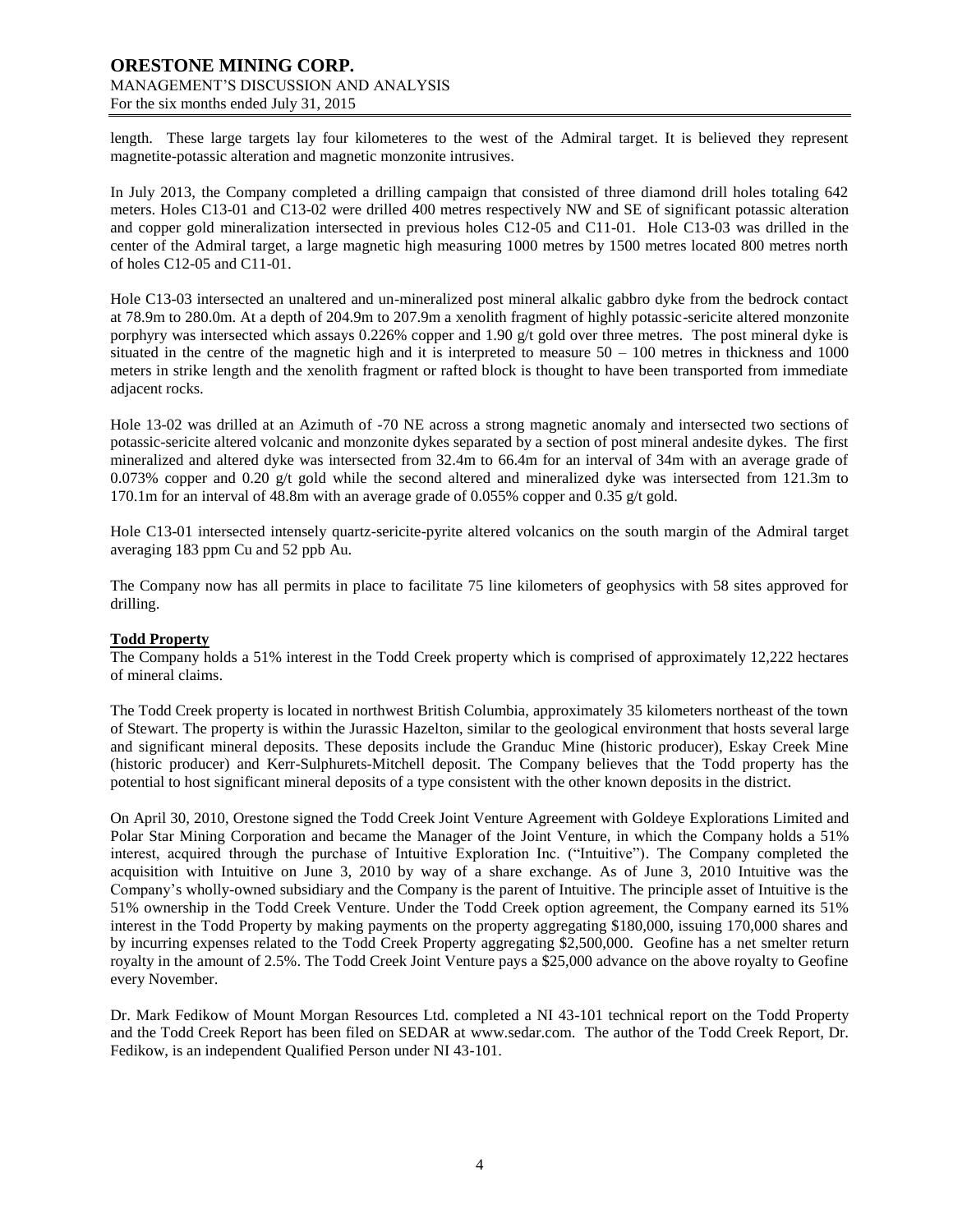length. These large targets lay four kilometeres to the west of the Admiral target. It is believed they represent magnetite-potassic alteration and magnetic monzonite intrusives.

In July 2013, the Company completed a drilling campaign that consisted of three diamond drill holes totaling 642 meters. Holes C13-01 and C13-02 were drilled 400 metres respectively NW and SE of significant potassic alteration and copper gold mineralization intersected in previous holes C12-05 and C11-01. Hole C13-03 was drilled in the center of the Admiral target, a large magnetic high measuring 1000 metres by 1500 metres located 800 metres north of holes C12-05 and C11-01.

Hole C13-03 intersected an unaltered and un-mineralized post mineral alkalic gabbro dyke from the bedrock contact at 78.9m to 280.0m. At a depth of 204.9m to 207.9m a xenolith fragment of highly potassic-sericite altered monzonite porphyry was intersected which assays 0.226% copper and 1.90 g/t gold over three metres. The post mineral dyke is situated in the centre of the magnetic high and it is interpreted to measure 50 – 100 metres in thickness and 1000 meters in strike length and the xenolith fragment or rafted block is thought to have been transported from immediate adjacent rocks.

Hole 13-02 was drilled at an Azimuth of -70 NE across a strong magnetic anomaly and intersected two sections of potassic-sericite altered volcanic and monzonite dykes separated by a section of post mineral andesite dykes. The first mineralized and altered dyke was intersected from 32.4m to 66.4m for an interval of 34m with an average grade of 0.073% copper and 0.20 g/t gold while the second altered and mineralized dyke was intersected from 121.3m to 170.1m for an interval of 48.8m with an average grade of 0.055% copper and 0.35 g/t gold.

Hole C13-01 intersected intensely quartz-sericite-pyrite altered volcanics on the south margin of the Admiral target averaging 183 ppm Cu and 52 ppb Au.

The Company now has all permits in place to facilitate 75 line kilometers of geophysics with 58 sites approved for drilling.

## Todd Property

The Company holds a 51% interest in the Todd Creek property which is comprised of approximately 12,222 hectares of mineral claims.

The Todd Creek property is located in northwest British Columbia, approximately 35 kilometers northeast of the town of Stewart. The property is within the Jurassic Hazelton, similar to the geological environment that hosts several large and significant mineral deposits. These deposits include the Granduc Mine (historic producer), Eskay Creek Mine (historic producer) and Kerr-Sulphurets-Mitchell deposit. The Company believes that the Todd property has the potential to host significant mineral deposits of a type consistent with the other known deposits in the district.

On April 30, 2010, Orestone signed the Todd Creek Joint Venture Agreement with Goldeye Explorations Limited and Polar Star Mining Corporation and became the Manager of the Joint Venture, in which the Company holds a 51% interest, acquired through the purchase of Intuitive Exploration Inc. ("Intuitive"). The Company completed the acquisition with Intuitive on June 3, 2010 by way of a share exchange. As of June 3, 2010 Intuitive was the Company's wholly-owned subsidiary and the Company is the parent of Intuitive. The principle asset of Intuitive is the 51% ownership in the Todd Creek Venture. Under the Todd Creek option agreement, the Company earned its 51% interest in the Todd Property by making payments on the property aggregating $180,000, issuing 170,000 shares and by incurring expenses related to the Todd Creek Property aggregating $2,500,000. Geofine has a net smelter return royalty in the amount of 2.5%. The Todd Creek Joint Venture pays a $25,000 advance on the above royalty to Geofine every November.

Dr. Mark Fedikow of Mount Morgan Resources Ltd. completed a NI 43-101 technical report on the Todd Property and the Todd Creek Report has been filed on SEDAR at www.sedar.com. The author of the Todd Creek Report, Dr. Fedikow, is an independent Qualified Person under NI 43-101.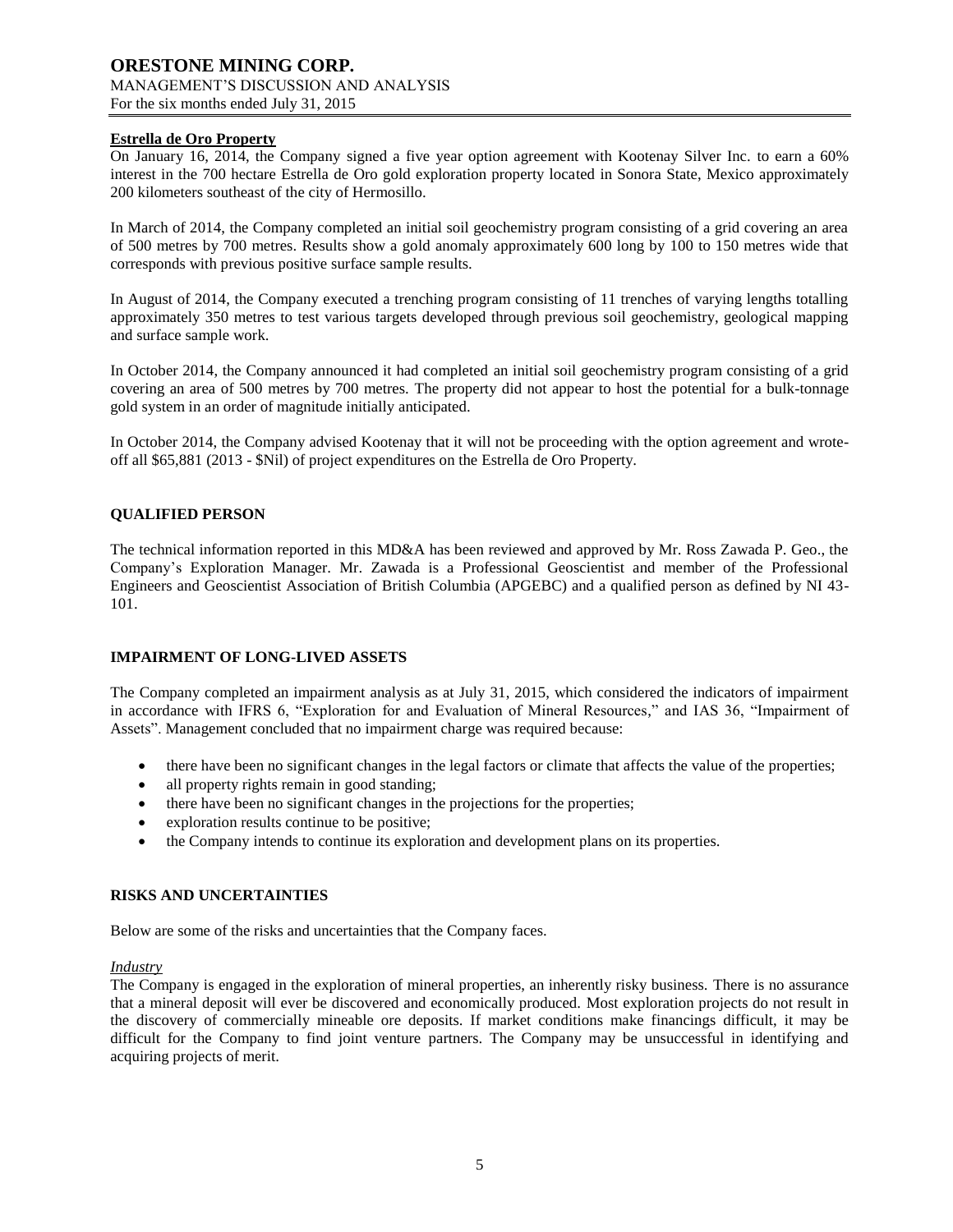**Estrella de Oro Property**

On January 16, 2014, the Company signed a five year option agreement with Kootenay Silver Inc. to earn a 60% interest in the 700 hectare Estrella de Oro gold exploration property located in Sonora State, Mexico approximately 200 kilometers southeast of the city of Hermosillo.

In March of 2014, the Company completed an initial soil geochemistry program consisting of a grid covering an area of 500 metres by 700 metres. Results show a gold anomaly approximately 600 long by 100 to 150 metres wide that corresponds with previous positive surface sample results.

In August of 2014, the Company executed a trenching program consisting of 11 trenches of varying lengths totalling approximately 350 metres to test various targets developed through previous soil geochemistry, geological mapping and surface sample work.

In October 2014, the Company announced it had completed an initial soil geochemistry program consisting of a grid covering an area of 500 metres by 700 metres. The property did not appear to host the potential for a bulk-tonnage gold system in an order of magnitude initially anticipated.

In October 2014, the Company advised Kootenay that it will not be proceeding with the option agreement and wrote-off all $65,881 (2013 - $Nil) of project expenditures on the Estrella de Oro Property.

## QUALIFIED PERSON

The technical information reported in this MD&A has been reviewed and approved by Mr. Ross Zawada P. Geo., the Company's Exploration Manager. Mr. Zawada is a Professional Geoscientist and member of the Professional Engineers and Geoscientist Association of British Columbia (APGEBC) and a qualified person as defined by NI 43-101.

## IMPAIRMENT OF LONG-LIVED ASSETS

The Company completed an impairment analysis as at July 31, 2015, which considered the indicators of impairment in accordance with IFRS 6, "Exploration for and Evaluation of Mineral Resources," and IAS 36, "Impairment of Assets". Management concluded that no impairment charge was required because:

- there have been no significant changes in the legal factors or climate that affects the value of the properties;
- all property rights remain in good standing;
- there have been no significant changes in the projections for the properties;
- exploration results continue to be positive;
- the Company intends to continue its exploration and development plans on its properties.

## RISKS AND UNCERTAINTIES

Below are some of the risks and uncertainties that the Company faces.

*Industry*

The Company is engaged in the exploration of mineral properties, an inherently risky business. There is no assurance that a mineral deposit will ever be discovered and economically produced. Most exploration projects do not result in the discovery of commercially mineable ore deposits. If market conditions make financings difficult, it may be difficult for the Company to find joint venture partners. The Company may be unsuccessful in identifying and acquiring projects of merit.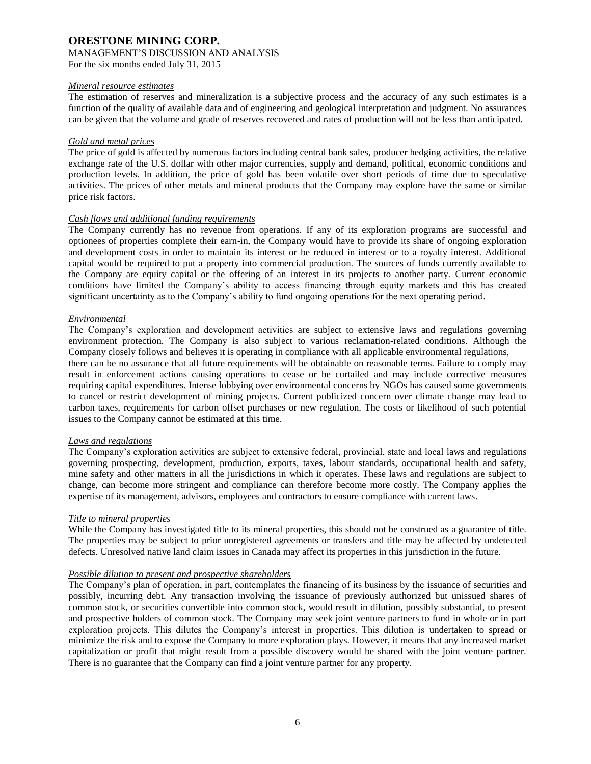*Mineral resource estimates*

The estimation of reserves and mineralization is a subjective process and the accuracy of any such estimates is a function of the quality of available data and of engineering and geological interpretation and judgment. No assurances can be given that the volume and grade of reserves recovered and rates of production will not be less than anticipated.

*Gold and metal prices*

The price of gold is affected by numerous factors including central bank sales, producer hedging activities, the relative exchange rate of the U.S. dollar with other major currencies, supply and demand, political, economic conditions and production levels. In addition, the price of gold has been volatile over short periods of time due to speculative activities. The prices of other metals and mineral products that the Company may explore have the same or similar price risk factors.

*Cash flows and additional funding requirements*

The Company currently has no revenue from operations. If any of its exploration programs are successful and optionees of properties complete their earn-in, the Company would have to provide its share of ongoing exploration and development costs in order to maintain its interest or be reduced in interest or to a royalty interest. Additional capital would be required to put a property into commercial production. The sources of funds currently available to the Company are equity capital or the offering of an interest in its projects to another party. Current economic conditions have limited the Company's ability to access financing through equity markets and this has created significant uncertainty as to the Company's ability to fund ongoing operations for the next operating period.

*Environmental*

The Company's exploration and development activities are subject to extensive laws and regulations governing environment protection. The Company is also subject to various reclamation-related conditions. Although the Company closely follows and believes it is operating in compliance with all applicable environmental regulations, there can be no assurance that all future requirements will be obtainable on reasonable terms. Failure to comply may result in enforcement actions causing operations to cease or be curtailed and may include corrective measures requiring capital expenditures. Intense lobbying over environmental concerns by NGOs has caused some governments to cancel or restrict development of mining projects. Current publicized concern over climate change may lead to carbon taxes, requirements for carbon offset purchases or new regulation. The costs or likelihood of such potential issues to the Company cannot be estimated at this time.

*Laws and regulations*

The Company's exploration activities are subject to extensive federal, provincial, state and local laws and regulations governing prospecting, development, production, exports, taxes, labour standards, occupational health and safety, mine safety and other matters in all the jurisdictions in which it operates. These laws and regulations are subject to change, can become more stringent and compliance can therefore become more costly. The Company applies the expertise of its management, advisors, employees and contractors to ensure compliance with current laws.

*Title to mineral properties*

While the Company has investigated title to its mineral properties, this should not be construed as a guarantee of title. The properties may be subject to prior unregistered agreements or transfers and title may be affected by undetected defects. Unresolved native land claim issues in Canada may affect its properties in this jurisdiction in the future.

*Possible dilution to present and prospective shareholders*

The Company's plan of operation, in part, contemplates the financing of its business by the issuance of securities and possibly, incurring debt. Any transaction involving the issuance of previously authorized but unissued shares of common stock, or securities convertible into common stock, would result in dilution, possibly substantial, to present and prospective holders of common stock. The Company may seek joint venture partners to fund in whole or in part exploration projects. This dilutes the Company's interest in properties. This dilution is undertaken to spread or minimize the risk and to expose the Company to more exploration plays. However, it means that any increased market capitalization or profit that might result from a possible discovery would be shared with the joint venture partner. There is no guarantee that the Company can find a joint venture partner for any property.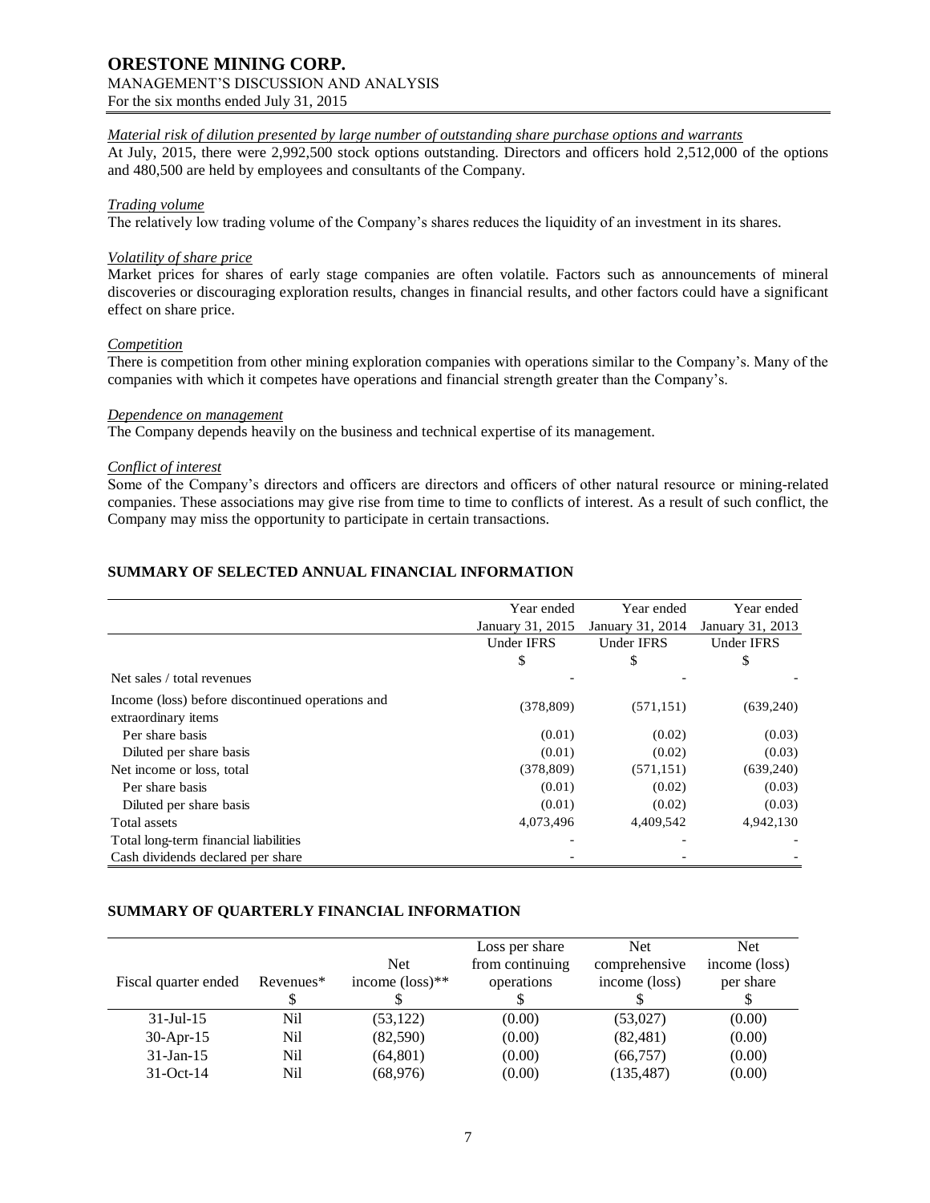*Material risk of dilution presented by large number of outstanding share purchase options and warrants*

At July, 2015, there were 2,992,500 stock options outstanding. Directors and officers hold 2,512,000 of the options and 480,500 are held by employees and consultants of the Company.

*Trading volume*

The relatively low trading volume of the Company's shares reduces the liquidity of an investment in its shares.

*Volatility of share price*

Market prices for shares of early stage companies are often volatile. Factors such as announcements of mineral discoveries or discouraging exploration results, changes in financial results, and other factors could have a significant effect on share price.

*Competition*

There is competition from other mining exploration companies with operations similar to the Company's. Many of the companies with which it competes have operations and financial strength greater than the Company's.

*Dependence on management*

The Company depends heavily on the business and technical expertise of its management.

*Conflict of interest*

Some of the Company's directors and officers are directors and officers of other natural resource or mining-related companies. These associations may give rise from time to time to conflicts of interest. As a result of such conflict, the Company may miss the opportunity to participate in certain transactions.

## SUMMARY OF SELECTED ANNUAL FINANCIAL INFORMATION

| | Year ended January 31, 2015 | Year ended January 31, 2014 | Year ended January 31, 2013 |
|---|---|---|---|
| | Under IFRS | Under IFRS | Under IFRS |
| | $ | $ | $ |
| Net sales / total revenues | - | - | - |
| Income (loss) before discontinued operations and extraordinary items | (378,809) | (571,151) | (639,240) |
| Per share basis | (0.01) | (0.02) | (0.03) |
| Diluted per share basis | (0.01) | (0.02) | (0.03) |
| Net income or loss, total | (378,809) | (571,151) | (639,240) |
| Per share basis | (0.01) | (0.02) | (0.03) |
| Diluted per share basis | (0.01) | (0.02) | (0.03) |
| Total assets | 4,073,496 | 4,409,542 | 4,942,130 |
| Total long-term financial liabilities | - | - | - |
| Cash dividends declared per share | - | - | - |

## SUMMARY OF QUARTERLY FINANCIAL INFORMATION

| Fiscal quarter ended | Revenues* | Net income (loss)** | Loss per share from continuing operations | Net comprehensive income (loss) | Net income (loss) per share |
|---|---|---|---|---|---|
| | $ | $ | $ | $ | $ |
| 31-Jul-15 | Nil | (53,122) | (0.00) | (53,027) | (0.00) |
| 30-Apr-15 | Nil | (82,590) | (0.00) | (82,481) | (0.00) |
| 31-Jan-15 | Nil | (64,801) | (0.00) | (66,757) | (0.00) |
| 31-Oct-14 | Nil | (68,976) | (0.00) | (135,487) | (0.00) |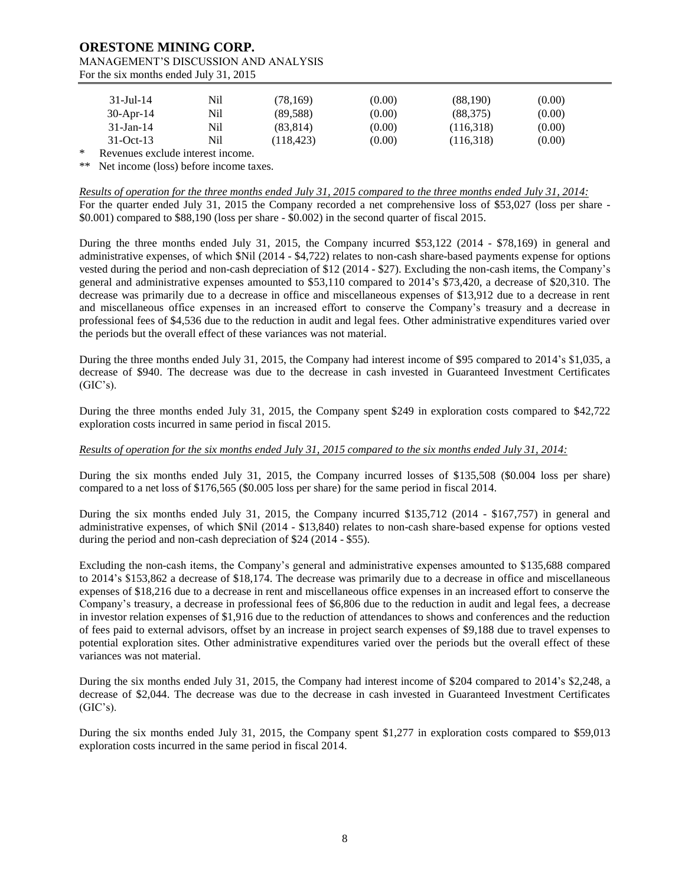| | | | | | |
|---|---|---|---|---|---|
| 31-Jul-14 | Nil | (78,169) | (0.00) | (88,190) | (0.00) |
| 30-Apr-14 | Nil | (89,588) | (0.00) | (88,375) | (0.00) |
| 31-Jan-14 | Nil | (83,814) | (0.00) | (116,318) | (0.00) |
| 31-Oct-13 | Nil | (118,423) | (0.00) | (116,318) | (0.00) |

\* Revenues exclude interest income.

\*\* Net income (loss) before income taxes.

*Results of operation for the three months ended July 31, 2015 compared to the three months ended July 31, 2014:*

For the quarter ended July 31, 2015 the Company recorded a net comprehensive loss of $53,027 (loss per share - $0.001) compared to $88,190 (loss per share - $0.002) in the second quarter of fiscal 2015.

During the three months ended July 31, 2015, the Company incurred $53,122 (2014 - $78,169) in general and administrative expenses, of which $Nil (2014 - $4,722) relates to non-cash share-based payments expense for options vested during the period and non-cash depreciation of $12 (2014 - $27). Excluding the non-cash items, the Company's general and administrative expenses amounted to $53,110 compared to 2014's $73,420, a decrease of $20,310. The decrease was primarily due to a decrease in office and miscellaneous expenses of $13,912 due to a decrease in rent and miscellaneous office expenses in an increased effort to conserve the Company's treasury and a decrease in professional fees of $4,536 due to the reduction in audit and legal fees. Other administrative expenditures varied over the periods but the overall effect of these variances was not material.

During the three months ended July 31, 2015, the Company had interest income of $95 compared to 2014's $1,035, a decrease of $940. The decrease was due to the decrease in cash invested in Guaranteed Investment Certificates (GIC's).

During the three months ended July 31, 2015, the Company spent $249 in exploration costs compared to $42,722 exploration costs incurred in same period in fiscal 2015.

*Results of operation for the six months ended July 31, 2015 compared to the six months ended July 31, 2014:*

During the six months ended July 31, 2015, the Company incurred losses of $135,508 ($0.004 loss per share) compared to a net loss of $176,565 ($0.005 loss per share) for the same period in fiscal 2014.

During the six months ended July 31, 2015, the Company incurred $135,712 (2014 - $167,757) in general and administrative expenses, of which $Nil (2014 - $13,840) relates to non-cash share-based expense for options vested during the period and non-cash depreciation of $24 (2014 - $55).

Excluding the non-cash items, the Company's general and administrative expenses amounted to $135,688 compared to 2014's $153,862 a decrease of $18,174. The decrease was primarily due to a decrease in office and miscellaneous expenses of $18,216 due to a decrease in rent and miscellaneous office expenses in an increased effort to conserve the Company's treasury, a decrease in professional fees of $6,806 due to the reduction in audit and legal fees, a decrease in investor relation expenses of $1,916 due to the reduction of attendances to shows and conferences and the reduction of fees paid to external advisors, offset by an increase in project search expenses of $9,188 due to travel expenses to potential exploration sites. Other administrative expenditures varied over the periods but the overall effect of these variances was not material.

During the six months ended July 31, 2015, the Company had interest income of $204 compared to 2014's $2,248, a decrease of $2,044. The decrease was due to the decrease in cash invested in Guaranteed Investment Certificates (GIC's).

During the six months ended July 31, 2015, the Company spent $1,277 in exploration costs compared to $59,013 exploration costs incurred in the same period in fiscal 2014.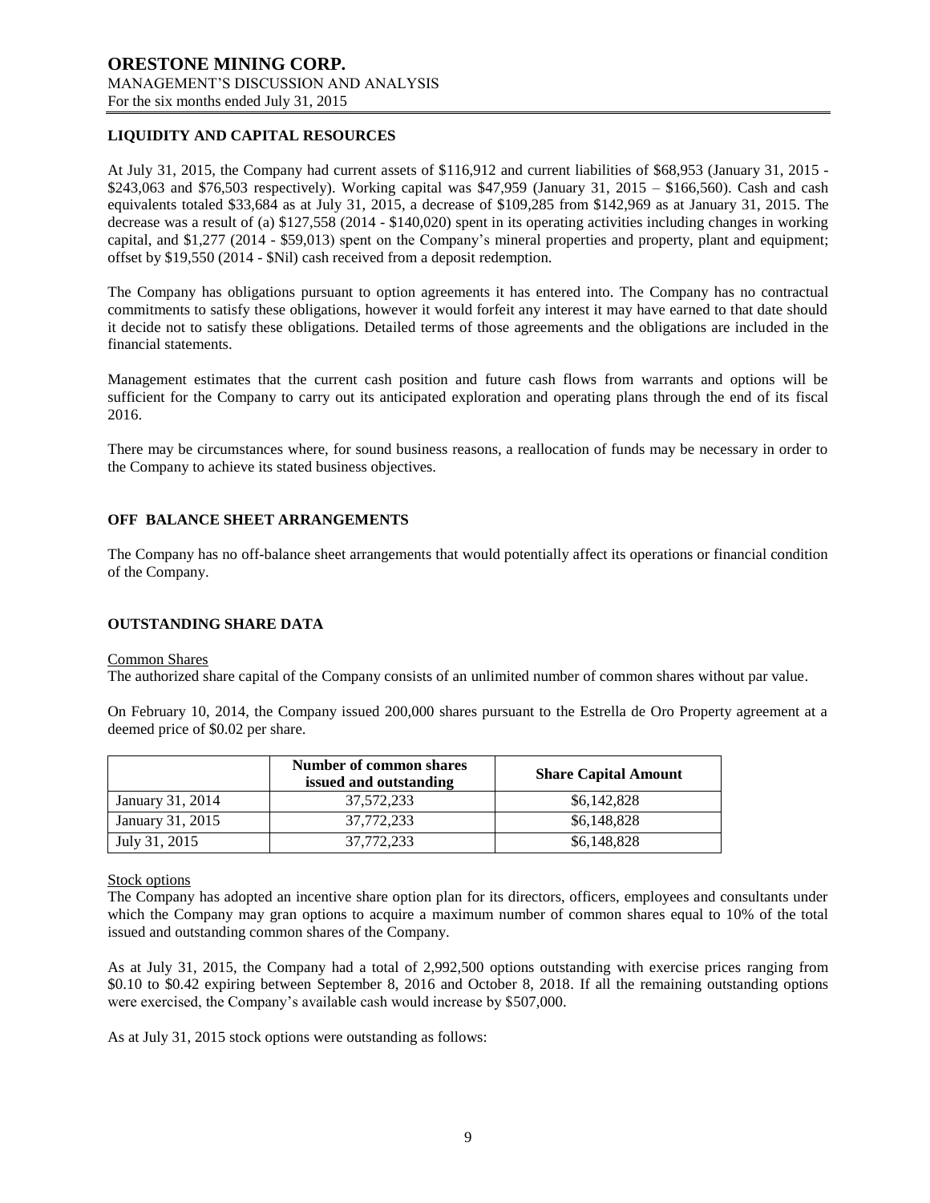## LIQUIDITY AND CAPITAL RESOURCES

At July 31, 2015, the Company had current assets of $116,912 and current liabilities of $68,953 (January 31, 2015 - $243,063 and $76,503 respectively). Working capital was $47,959 (January 31, 2015 – $166,560). Cash and cash equivalents totaled $33,684 as at July 31, 2015, a decrease of $109,285 from $142,969 as at January 31, 2015. The decrease was a result of (a) $127,558 (2014 - $140,020) spent in its operating activities including changes in working capital, and $1,277 (2014 - $59,013) spent on the Company's mineral properties and property, plant and equipment; offset by $19,550 (2014 - $Nil) cash received from a deposit redemption.

The Company has obligations pursuant to option agreements it has entered into. The Company has no contractual commitments to satisfy these obligations, however it would forfeit any interest it may have earned to that date should it decide not to satisfy these obligations. Detailed terms of those agreements and the obligations are included in the financial statements.

Management estimates that the current cash position and future cash flows from warrants and options will be sufficient for the Company to carry out its anticipated exploration and operating plans through the end of its fiscal 2016.

There may be circumstances where, for sound business reasons, a reallocation of funds may be necessary in order to the Company to achieve its stated business objectives.

## OFF BALANCE SHEET ARRANGEMENTS

The Company has no off-balance sheet arrangements that would potentially affect its operations or financial condition of the Company.

## OUTSTANDING SHARE DATA

Common Shares

The authorized share capital of the Company consists of an unlimited number of common shares without par value.

On February 10, 2014, the Company issued 200,000 shares pursuant to the Estrella de Oro Property agreement at a deemed price of $0.02 per share.

| | Number of common shares issued and outstanding | Share Capital Amount |
|---|---|---|
| January 31, 2014 | 37,572,233 | $6,142,828 |
| January 31, 2015 | 37,772,233 | $6,148,828 |
| July 31, 2015 | 37,772,233 | $6,148,828 |

Stock options

The Company has adopted an incentive share option plan for its directors, officers, employees and consultants under which the Company may gran options to acquire a maximum number of common shares equal to 10% of the total issued and outstanding common shares of the Company.

As at July 31, 2015, the Company had a total of 2,992,500 options outstanding with exercise prices ranging from $0.10 to $0.42 expiring between September 8, 2016 and October 8, 2018. If all the remaining outstanding options were exercised, the Company's available cash would increase by $507,000.

As at July 31, 2015 stock options were outstanding as follows: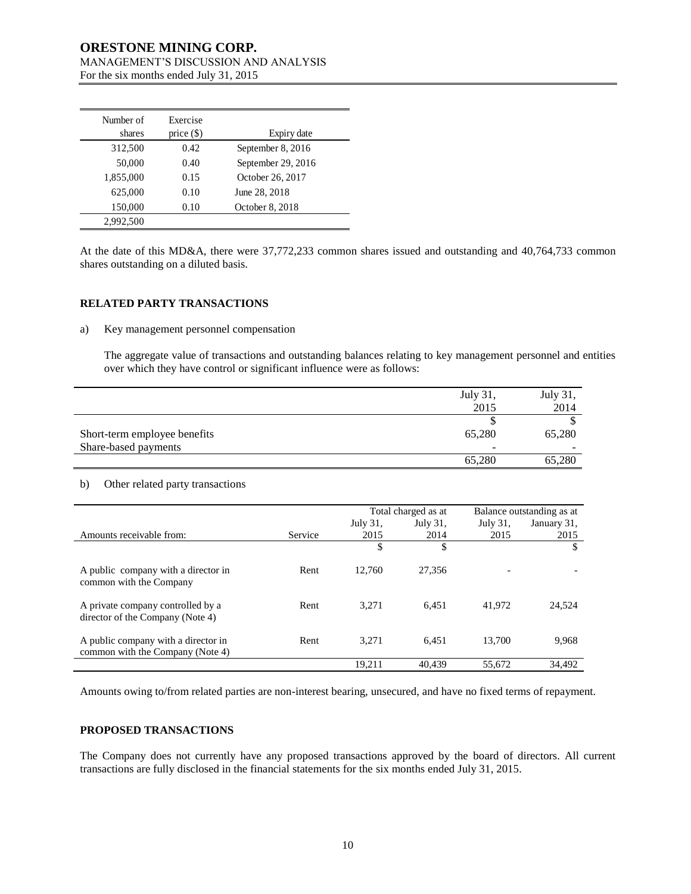| Number of shares | Exercise price ($) | Expiry date |
|---|---|---|
| 312,500 | 0.42 | September 8, 2016 |
| 50,000 | 0.40 | September 29, 2016 |
| 1,855,000 | 0.15 | October 26, 2017 |
| 625,000 | 0.10 | June 28, 2018 |
| 150,000 | 0.10 | October 8, 2018 |
| 2,992,500 | | |

At the date of this MD&A, there were 37,772,233 common shares issued and outstanding and 40,764,733 common shares outstanding on a diluted basis.

## RELATED PARTY TRANSACTIONS

a) Key management personnel compensation

The aggregate value of transactions and outstanding balances relating to key management personnel and entities over which they have control or significant influence were as follows:

| | July 31, 2015 | July 31, 2014 |
|---|---|---|
| | $ | $ |
| Short-term employee benefits | 65,280 | 65,280 |
| Share-based payments | - | - |
| | 65,280 | 65,280 |

b) Other related party transactions

| | | Total charged as at | | Balance outstanding as at | |
|---|---|---|---|---|---|
| Amounts receivable from: | Service | July 31, 2015 | July 31, 2014 | July 31, 2015 | January 31, 2015 |
| | | $ | $ | | $ |
| A public company with a director in common with the Company | Rent | 12,760 | 27,356 | - | - |
| A private company controlled by a director of the Company (Note 4) | Rent | 3,271 | 6,451 | 41,972 | 24,524 |
| A public company with a director in common with the Company (Note 4) | Rent | 3,271 | 6,451 | 13,700 | 9,968 |
| | | 19,211 | 40,439 | 55,672 | 34,492 |

Amounts owing to/from related parties are non-interest bearing, unsecured, and have no fixed terms of repayment.

## PROPOSED TRANSACTIONS

The Company does not currently have any proposed transactions approved by the board of directors. All current transactions are fully disclosed in the financial statements for the six months ended July 31, 2015.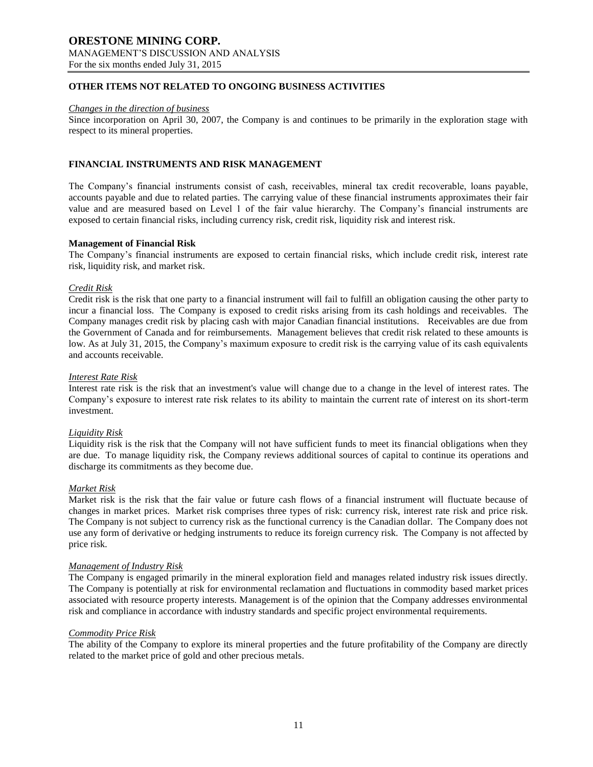## OTHER ITEMS NOT RELATED TO ONGOING BUSINESS ACTIVITIES

*Changes in the direction of business*

Since incorporation on April 30, 2007, the Company is and continues to be primarily in the exploration stage with respect to its mineral properties.

## FINANCIAL INSTRUMENTS AND RISK MANAGEMENT

The Company's financial instruments consist of cash, receivables, mineral tax credit recoverable, loans payable, accounts payable and due to related parties. The carrying value of these financial instruments approximates their fair value and are measured based on Level 1 of the fair value hierarchy. The Company's financial instruments are exposed to certain financial risks, including currency risk, credit risk, liquidity risk and interest risk.

### Management of Financial Risk

The Company's financial instruments are exposed to certain financial risks, which include credit risk, interest rate risk, liquidity risk, and market risk.

*Credit Risk*

Credit risk is the risk that one party to a financial instrument will fail to fulfill an obligation causing the other party to incur a financial loss. The Company is exposed to credit risks arising from its cash holdings and receivables. The Company manages credit risk by placing cash with major Canadian financial institutions. Receivables are due from the Government of Canada and for reimbursements. Management believes that credit risk related to these amounts is low. As at July 31, 2015, the Company's maximum exposure to credit risk is the carrying value of its cash equivalents and accounts receivable.

*Interest Rate Risk*

Interest rate risk is the risk that an investment's value will change due to a change in the level of interest rates. The Company's exposure to interest rate risk relates to its ability to maintain the current rate of interest on its short-term investment.

*Liquidity Risk*

Liquidity risk is the risk that the Company will not have sufficient funds to meet its financial obligations when they are due. To manage liquidity risk, the Company reviews additional sources of capital to continue its operations and discharge its commitments as they become due.

*Market Risk*

Market risk is the risk that the fair value or future cash flows of a financial instrument will fluctuate because of changes in market prices. Market risk comprises three types of risk: currency risk, interest rate risk and price risk. The Company is not subject to currency risk as the functional currency is the Canadian dollar. The Company does not use any form of derivative or hedging instruments to reduce its foreign currency risk. The Company is not affected by price risk.

*Management of Industry Risk*

The Company is engaged primarily in the mineral exploration field and manages related industry risk issues directly. The Company is potentially at risk for environmental reclamation and fluctuations in commodity based market prices associated with resource property interests. Management is of the opinion that the Company addresses environmental risk and compliance in accordance with industry standards and specific project environmental requirements.

*Commodity Price Risk*

The ability of the Company to explore its mineral properties and the future profitability of the Company are directly related to the market price of gold and other precious metals.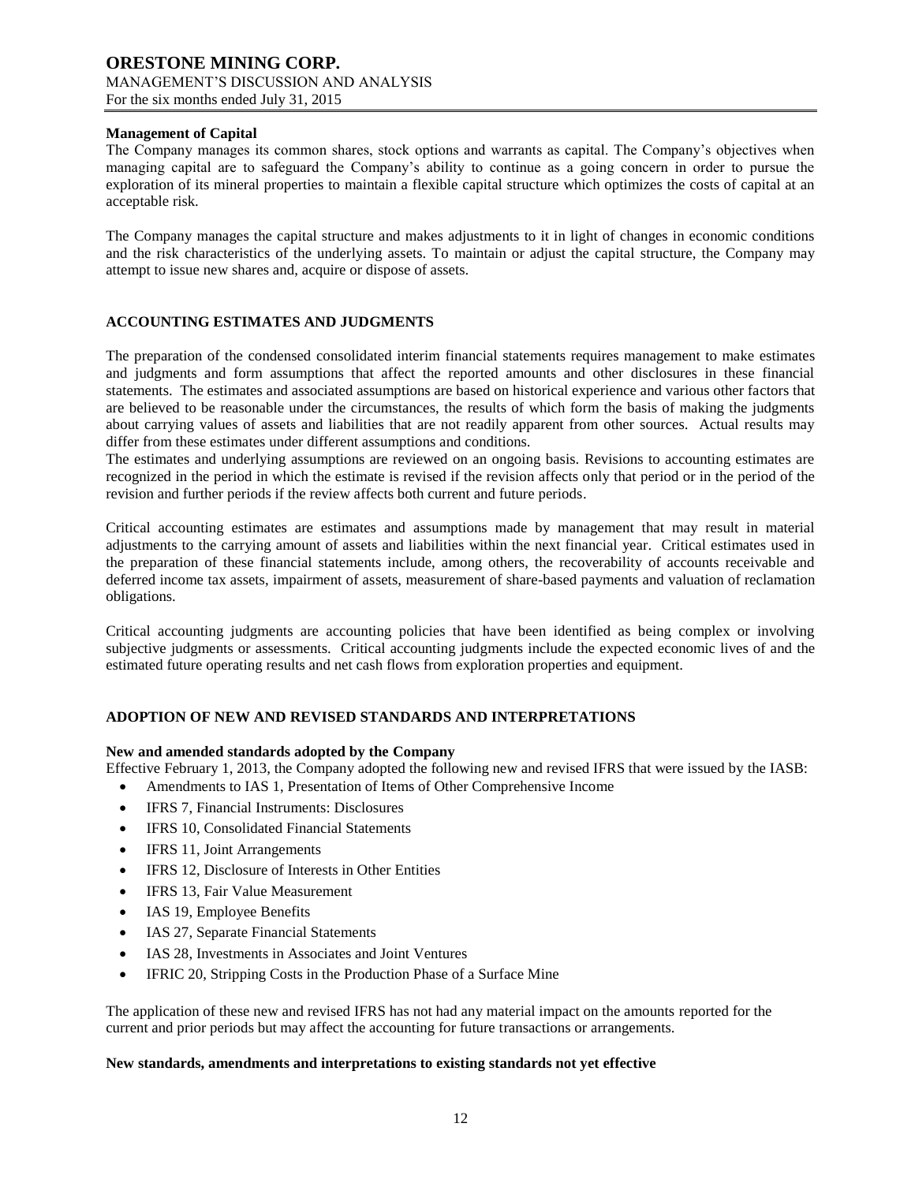**Management of Capital**

The Company manages its common shares, stock options and warrants as capital. The Company's objectives when managing capital are to safeguard the Company's ability to continue as a going concern in order to pursue the exploration of its mineral properties to maintain a flexible capital structure which optimizes the costs of capital at an acceptable risk.

The Company manages the capital structure and makes adjustments to it in light of changes in economic conditions and the risk characteristics of the underlying assets. To maintain or adjust the capital structure, the Company may attempt to issue new shares and, acquire or dispose of assets.

## ACCOUNTING ESTIMATES AND JUDGMENTS

The preparation of the condensed consolidated interim financial statements requires management to make estimates and judgments and form assumptions that affect the reported amounts and other disclosures in these financial statements. The estimates and associated assumptions are based on historical experience and various other factors that are believed to be reasonable under the circumstances, the results of which form the basis of making the judgments about carrying values of assets and liabilities that are not readily apparent from other sources. Actual results may differ from these estimates under different assumptions and conditions.

The estimates and underlying assumptions are reviewed on an ongoing basis. Revisions to accounting estimates are recognized in the period in which the estimate is revised if the revision affects only that period or in the period of the revision and further periods if the review affects both current and future periods.

Critical accounting estimates are estimates and assumptions made by management that may result in material adjustments to the carrying amount of assets and liabilities within the next financial year. Critical estimates used in the preparation of these financial statements include, among others, the recoverability of accounts receivable and deferred income tax assets, impairment of assets, measurement of share-based payments and valuation of reclamation obligations.

Critical accounting judgments are accounting policies that have been identified as being complex or involving subjective judgments or assessments. Critical accounting judgments include the expected economic lives of and the estimated future operating results and net cash flows from exploration properties and equipment.

## ADOPTION OF NEW AND REVISED STANDARDS AND INTERPRETATIONS

**New and amended standards adopted by the Company**

Effective February 1, 2013, the Company adopted the following new and revised IFRS that were issued by the IASB:

- Amendments to IAS 1, Presentation of Items of Other Comprehensive Income
- IFRS 7, Financial Instruments: Disclosures
- IFRS 10, Consolidated Financial Statements
- IFRS 11, Joint Arrangements
- IFRS 12, Disclosure of Interests in Other Entities
- IFRS 13, Fair Value Measurement
- IAS 19, Employee Benefits
- IAS 27, Separate Financial Statements
- IAS 28, Investments in Associates and Joint Ventures
- IFRIC 20, Stripping Costs in the Production Phase of a Surface Mine

The application of these new and revised IFRS has not had any material impact on the amounts reported for the current and prior periods but may affect the accounting for future transactions or arrangements.

**New standards, amendments and interpretations to existing standards not yet effective**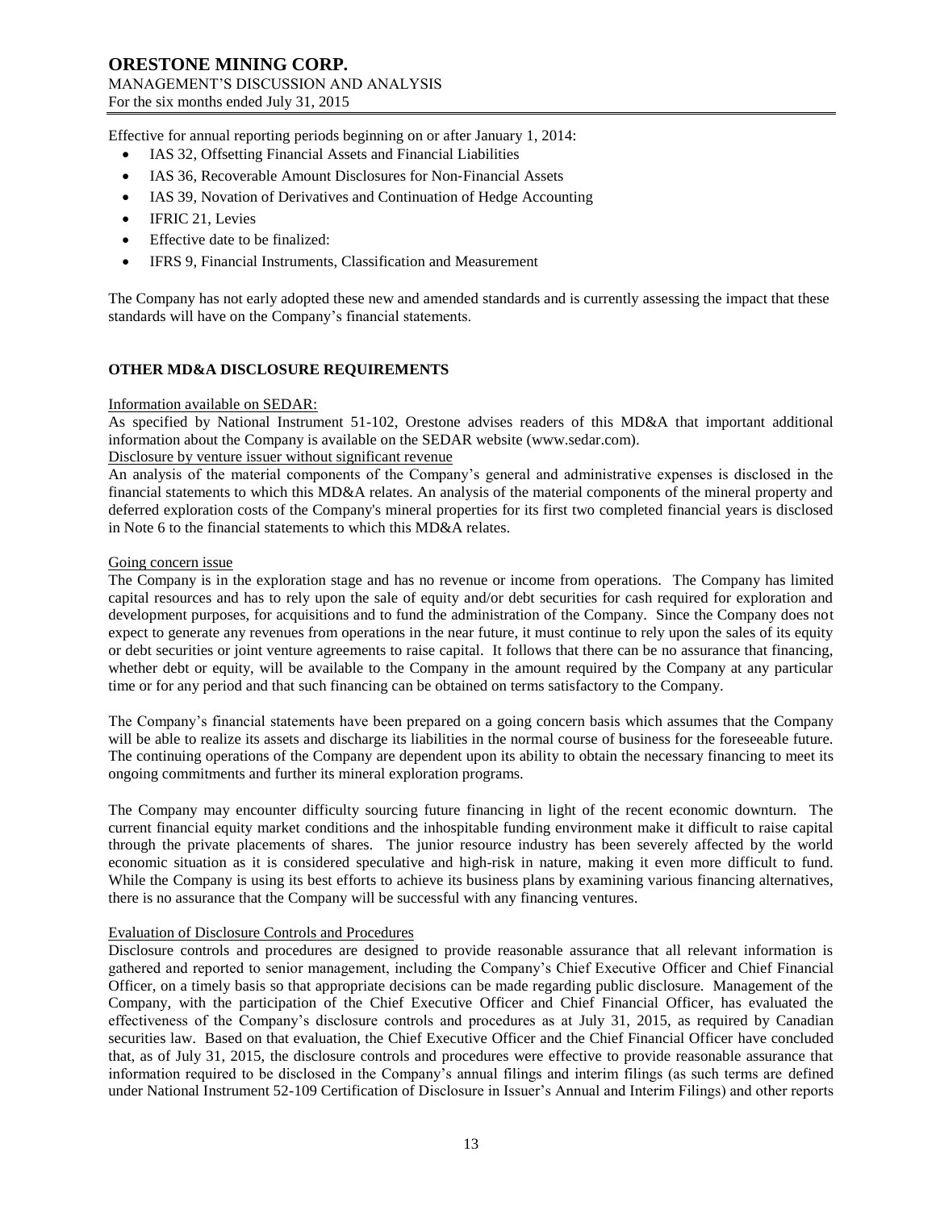Effective for annual reporting periods beginning on or after January 1, 2014:

- IAS 32, Offsetting Financial Assets and Financial Liabilities
- IAS 36, Recoverable Amount Disclosures for Non-Financial Assets
- IAS 39, Novation of Derivatives and Continuation of Hedge Accounting
- IFRIC 21, Levies
- Effective date to be finalized:
- IFRS 9, Financial Instruments, Classification and Measurement

The Company has not early adopted these new and amended standards and is currently assessing the impact that these standards will have on the Company's financial statements.

## OTHER MD&A DISCLOSURE REQUIREMENTS

Information available on SEDAR:

As specified by National Instrument 51-102, Orestone advises readers of this MD&A that important additional information about the Company is available on the SEDAR website (www.sedar.com).

Disclosure by venture issuer without significant revenue

An analysis of the material components of the Company's general and administrative expenses is disclosed in the financial statements to which this MD&A relates. An analysis of the material components of the mineral property and deferred exploration costs of the Company's mineral properties for its first two completed financial years is disclosed in Note 6 to the financial statements to which this MD&A relates.

Going concern issue

The Company is in the exploration stage and has no revenue or income from operations. The Company has limited capital resources and has to rely upon the sale of equity and/or debt securities for cash required for exploration and development purposes, for acquisitions and to fund the administration of the Company. Since the Company does not expect to generate any revenues from operations in the near future, it must continue to rely upon the sales of its equity or debt securities or joint venture agreements to raise capital. It follows that there can be no assurance that financing, whether debt or equity, will be available to the Company in the amount required by the Company at any particular time or for any period and that such financing can be obtained on terms satisfactory to the Company.

The Company's financial statements have been prepared on a going concern basis which assumes that the Company will be able to realize its assets and discharge its liabilities in the normal course of business for the foreseeable future. The continuing operations of the Company are dependent upon its ability to obtain the necessary financing to meet its ongoing commitments and further its mineral exploration programs.

The Company may encounter difficulty sourcing future financing in light of the recent economic downturn. The current financial equity market conditions and the inhospitable funding environment make it difficult to raise capital through the private placements of shares. The junior resource industry has been severely affected by the world economic situation as it is considered speculative and high-risk in nature, making it even more difficult to fund. While the Company is using its best efforts to achieve its business plans by examining various financing alternatives, there is no assurance that the Company will be successful with any financing ventures.

Evaluation of Disclosure Controls and Procedures

Disclosure controls and procedures are designed to provide reasonable assurance that all relevant information is gathered and reported to senior management, including the Company's Chief Executive Officer and Chief Financial Officer, on a timely basis so that appropriate decisions can be made regarding public disclosure. Management of the Company, with the participation of the Chief Executive Officer and Chief Financial Officer, has evaluated the effectiveness of the Company's disclosure controls and procedures as at July 31, 2015, as required by Canadian securities law. Based on that evaluation, the Chief Executive Officer and the Chief Financial Officer have concluded that, as of July 31, 2015, the disclosure controls and procedures were effective to provide reasonable assurance that information required to be disclosed in the Company's annual filings and interim filings (as such terms are defined under National Instrument 52-109 Certification of Disclosure in Issuer's Annual and Interim Filings) and other reports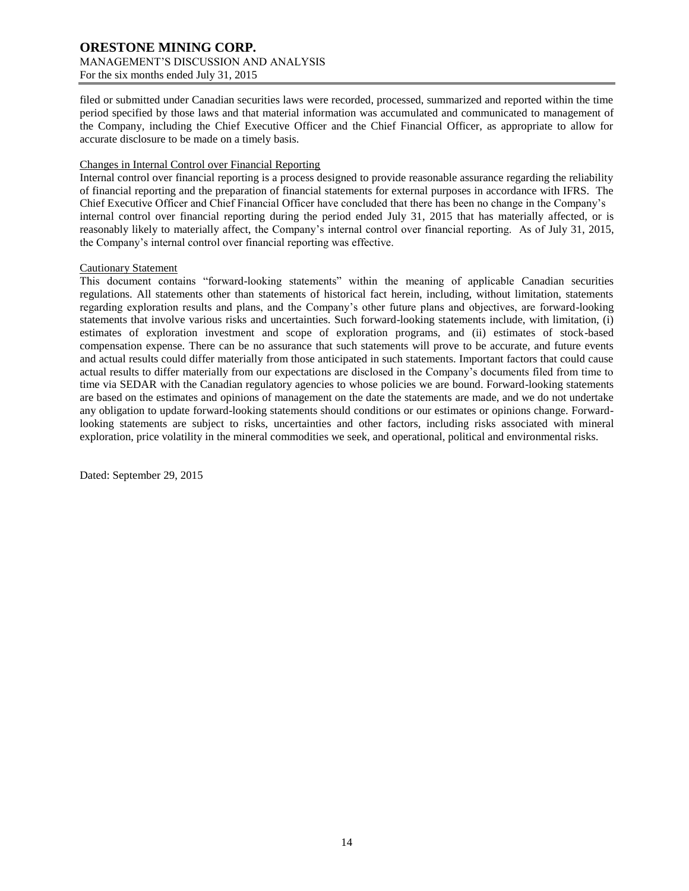filed or submitted under Canadian securities laws were recorded, processed, summarized and reported within the time period specified by those laws and that material information was accumulated and communicated to management of the Company, including the Chief Executive Officer and the Chief Financial Officer, as appropriate to allow for accurate disclosure to be made on a timely basis.

Changes in Internal Control over Financial Reporting

Internal control over financial reporting is a process designed to provide reasonable assurance regarding the reliability of financial reporting and the preparation of financial statements for external purposes in accordance with IFRS. The Chief Executive Officer and Chief Financial Officer have concluded that there has been no change in the Company's internal control over financial reporting during the period ended July 31, 2015 that has materially affected, or is reasonably likely to materially affect, the Company's internal control over financial reporting. As of July 31, 2015, the Company's internal control over financial reporting was effective.

Cautionary Statement

This document contains "forward-looking statements" within the meaning of applicable Canadian securities regulations. All statements other than statements of historical fact herein, including, without limitation, statements regarding exploration results and plans, and the Company's other future plans and objectives, are forward-looking statements that involve various risks and uncertainties. Such forward-looking statements include, with limitation, (i) estimates of exploration investment and scope of exploration programs, and (ii) estimates of stock-based compensation expense. There can be no assurance that such statements will prove to be accurate, and future events and actual results could differ materially from those anticipated in such statements. Important factors that could cause actual results to differ materially from our expectations are disclosed in the Company's documents filed from time to time via SEDAR with the Canadian regulatory agencies to whose policies we are bound. Forward-looking statements are based on the estimates and opinions of management on the date the statements are made, and we do not undertake any obligation to update forward-looking statements should conditions or our estimates or opinions change. Forward-looking statements are subject to risks, uncertainties and other factors, including risks associated with mineral exploration, price volatility in the mineral commodities we seek, and operational, political and environmental risks.

Dated: September 29, 2015